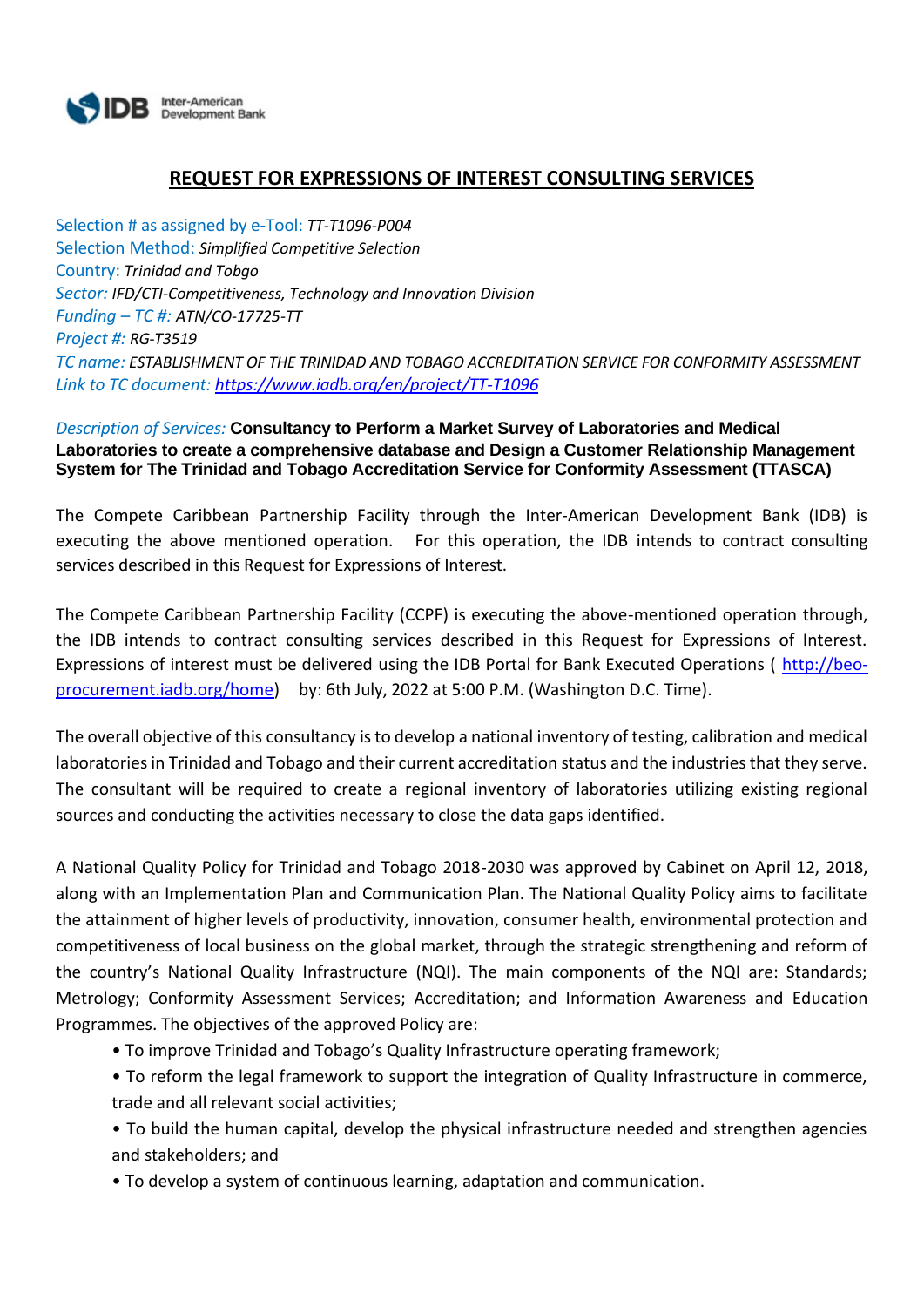## REQUEST FOR EXPRESSIONS OF INTEREST CONSULTING SERVICES

Selection # as assigned by e-Tool: *TT-T1096-P004*
Selection Method: *Simplified Competitive Selection*
Country: *Trinidad and Tobago*
*Sector: IFD/CTI-Competitiveness, Technology and Innovation Division*
*Funding – TC #: ATN/CO-17725-TT*
*Project #: RG-T3519*
*TC name: ESTABLISHMENT OF THE TRINIDAD AND TOBAGO ACCREDITATION SERVICE FOR CONFORMITY ASSESSMENT*
*Link to TC document: https://www.iadb.org/en/project/TT-T1096*

*Description of Services:* **Consultancy to Perform a Market Survey of Laboratories and Medical Laboratories to create a comprehensive database and Design a Customer Relationship Management System for The Trinidad and Tobago Accreditation Service for Conformity Assessment (TTASCA)**

The Compete Caribbean Partnership Facility through the Inter-American Development Bank (IDB) is executing the above mentioned operation. For this operation, the IDB intends to contract consulting services described in this Request for Expressions of Interest.

The Compete Caribbean Partnership Facility (CCPF) is executing the above-mentioned operation through, the IDB intends to contract consulting services described in this Request for Expressions of Interest. Expressions of interest must be delivered using the IDB Portal for Bank Executed Operations ( http://beo-procurement.iadb.org/home) by: 6th July, 2022 at 5:00 P.M. (Washington D.C. Time).

The overall objective of this consultancy is to develop a national inventory of testing, calibration and medical laboratories in Trinidad and Tobago and their current accreditation status and the industries that they serve. The consultant will be required to create a regional inventory of laboratories utilizing existing regional sources and conducting the activities necessary to close the data gaps identified.

A National Quality Policy for Trinidad and Tobago 2018-2030 was approved by Cabinet on April 12, 2018, along with an Implementation Plan and Communication Plan. The National Quality Policy aims to facilitate the attainment of higher levels of productivity, innovation, consumer health, environmental protection and competitiveness of local business on the global market, through the strategic strengthening and reform of the country's National Quality Infrastructure (NQI). The main components of the NQI are: Standards; Metrology; Conformity Assessment Services; Accreditation; and Information Awareness and Education Programmes. The objectives of the approved Policy are:

- To improve Trinidad and Tobago's Quality Infrastructure operating framework;
- To reform the legal framework to support the integration of Quality Infrastructure in commerce, trade and all relevant social activities;
- To build the human capital, develop the physical infrastructure needed and strengthen agencies and stakeholders; and
- To develop a system of continuous learning, adaptation and communication.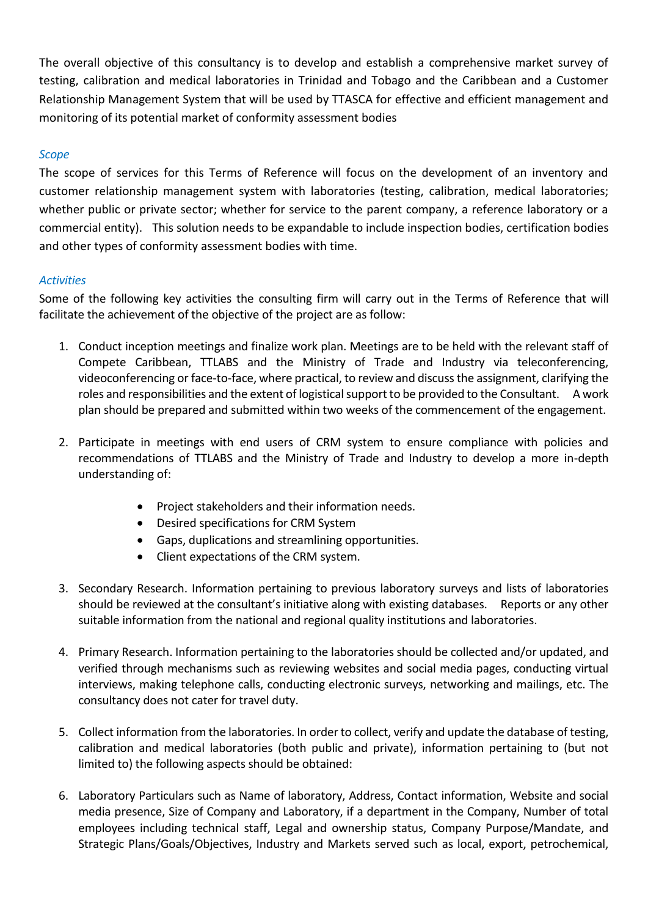The overall objective of this consultancy is to develop and establish a comprehensive market survey of testing, calibration and medical laboratories in Trinidad and Tobago and the Caribbean and a Customer Relationship Management System that will be used by TTASCA for effective and efficient management and monitoring of its potential market of conformity assessment bodies

*Scope*

The scope of services for this Terms of Reference will focus on the development of an inventory and customer relationship management system with laboratories (testing, calibration, medical laboratories; whether public or private sector; whether for service to the parent company, a reference laboratory or a commercial entity). This solution needs to be expandable to include inspection bodies, certification bodies and other types of conformity assessment bodies with time.

*Activities*

Some of the following key activities the consulting firm will carry out in the Terms of Reference that will facilitate the achievement of the objective of the project are as follow:

1. Conduct inception meetings and finalize work plan. Meetings are to be held with the relevant staff of Compete Caribbean, TTLABS and the Ministry of Trade and Industry via teleconferencing, videoconferencing or face-to-face, where practical, to review and discuss the assignment, clarifying the roles and responsibilities and the extent of logistical support to be provided to the Consultant. A work plan should be prepared and submitted within two weeks of the commencement of the engagement.

2. Participate in meetings with end users of CRM system to ensure compliance with policies and recommendations of TTLABS and the Ministry of Trade and Industry to develop a more in-depth understanding of:

    - Project stakeholders and their information needs.
    - Desired specifications for CRM System
    - Gaps, duplications and streamlining opportunities.
    - Client expectations of the CRM system.

3. Secondary Research. Information pertaining to previous laboratory surveys and lists of laboratories should be reviewed at the consultant's initiative along with existing databases. Reports or any other suitable information from the national and regional quality institutions and laboratories.

4. Primary Research. Information pertaining to the laboratories should be collected and/or updated, and verified through mechanisms such as reviewing websites and social media pages, conducting virtual interviews, making telephone calls, conducting electronic surveys, networking and mailings, etc. The consultancy does not cater for travel duty.

5. Collect information from the laboratories. In order to collect, verify and update the database of testing, calibration and medical laboratories (both public and private), information pertaining to (but not limited to) the following aspects should be obtained:

6. Laboratory Particulars such as Name of laboratory, Address, Contact information, Website and social media presence, Size of Company and Laboratory, if a department in the Company, Number of total employees including technical staff, Legal and ownership status, Company Purpose/Mandate, and Strategic Plans/Goals/Objectives, Industry and Markets served such as local, export, petrochemical,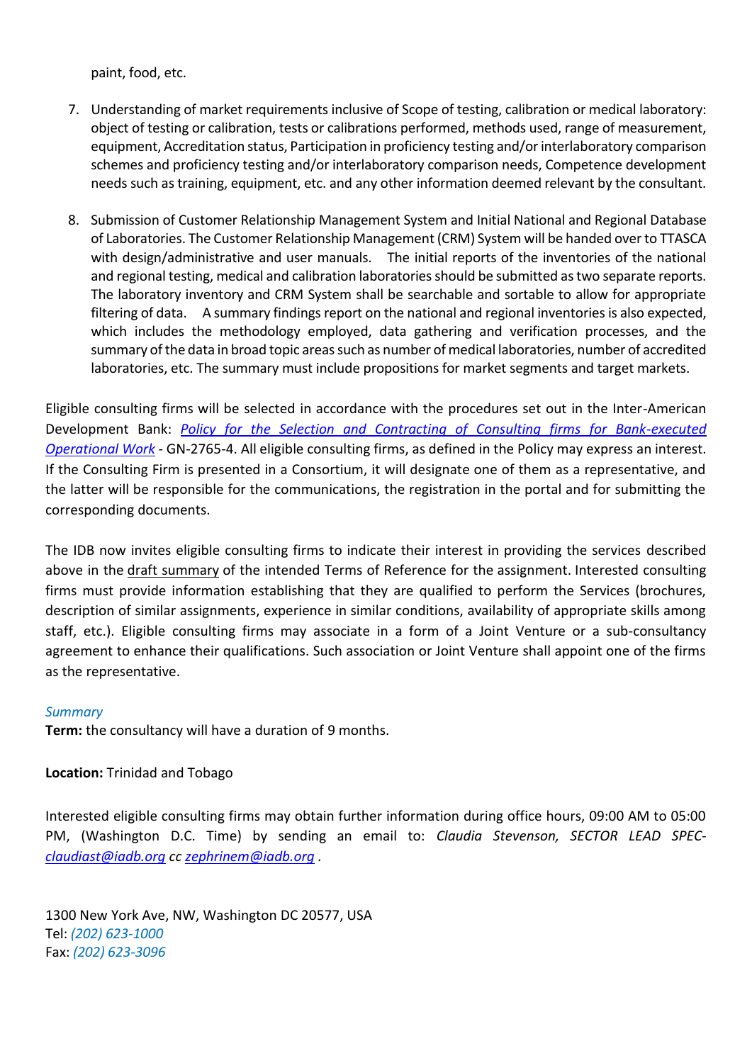paint, food, etc.

7. Understanding of market requirements inclusive of Scope of testing, calibration or medical laboratory: object of testing or calibration, tests or calibrations performed, methods used, range of measurement, equipment, Accreditation status, Participation in proficiency testing and/or interlaboratory comparison schemes and proficiency testing and/or interlaboratory comparison needs, Competence development needs such as training, equipment, etc. and any other information deemed relevant by the consultant.

8. Submission of Customer Relationship Management System and Initial National and Regional Database of Laboratories. The Customer Relationship Management (CRM) System will be handed over to TTASCA with design/administrative and user manuals. The initial reports of the inventories of the national and regional testing, medical and calibration laboratories should be submitted as two separate reports. The laboratory inventory and CRM System shall be searchable and sortable to allow for appropriate filtering of data. A summary findings report on the national and regional inventories is also expected, which includes the methodology employed, data gathering and verification processes, and the summary of the data in broad topic areas such as number of medical laboratories, number of accredited laboratories, etc. The summary must include propositions for market segments and target markets.

Eligible consulting firms will be selected in accordance with the procedures set out in the Inter-American Development Bank: *Policy for the Selection and Contracting of Consulting firms for Bank-executed Operational Work* - GN-2765-4. All eligible consulting firms, as defined in the Policy may express an interest. If the Consulting Firm is presented in a Consortium, it will designate one of them as a representative, and the latter will be responsible for the communications, the registration in the portal and for submitting the corresponding documents.

The IDB now invites eligible consulting firms to indicate their interest in providing the services described above in the draft summary of the intended Terms of Reference for the assignment. Interested consulting firms must provide information establishing that they are qualified to perform the Services (brochures, description of similar assignments, experience in similar conditions, availability of appropriate skills among staff, etc.). Eligible consulting firms may associate in a form of a Joint Venture or a sub-consultancy agreement to enhance their qualifications. Such association or Joint Venture shall appoint one of the firms as the representative.

*Summary*
**Term:** the consultancy will have a duration of 9 months.

**Location:** Trinidad and Tobago

Interested eligible consulting firms may obtain further information during office hours, 09:00 AM to 05:00 PM, (Washington D.C. Time) by sending an email to: *Claudia Stevenson, SECTOR LEAD SPEC- claudiast@iadb.org cc zephrinem@iadb.org .*

1300 New York Ave, NW, Washington DC 20577, USA
Tel: *(202) 623-1000*
Fax: *(202) 623-3096*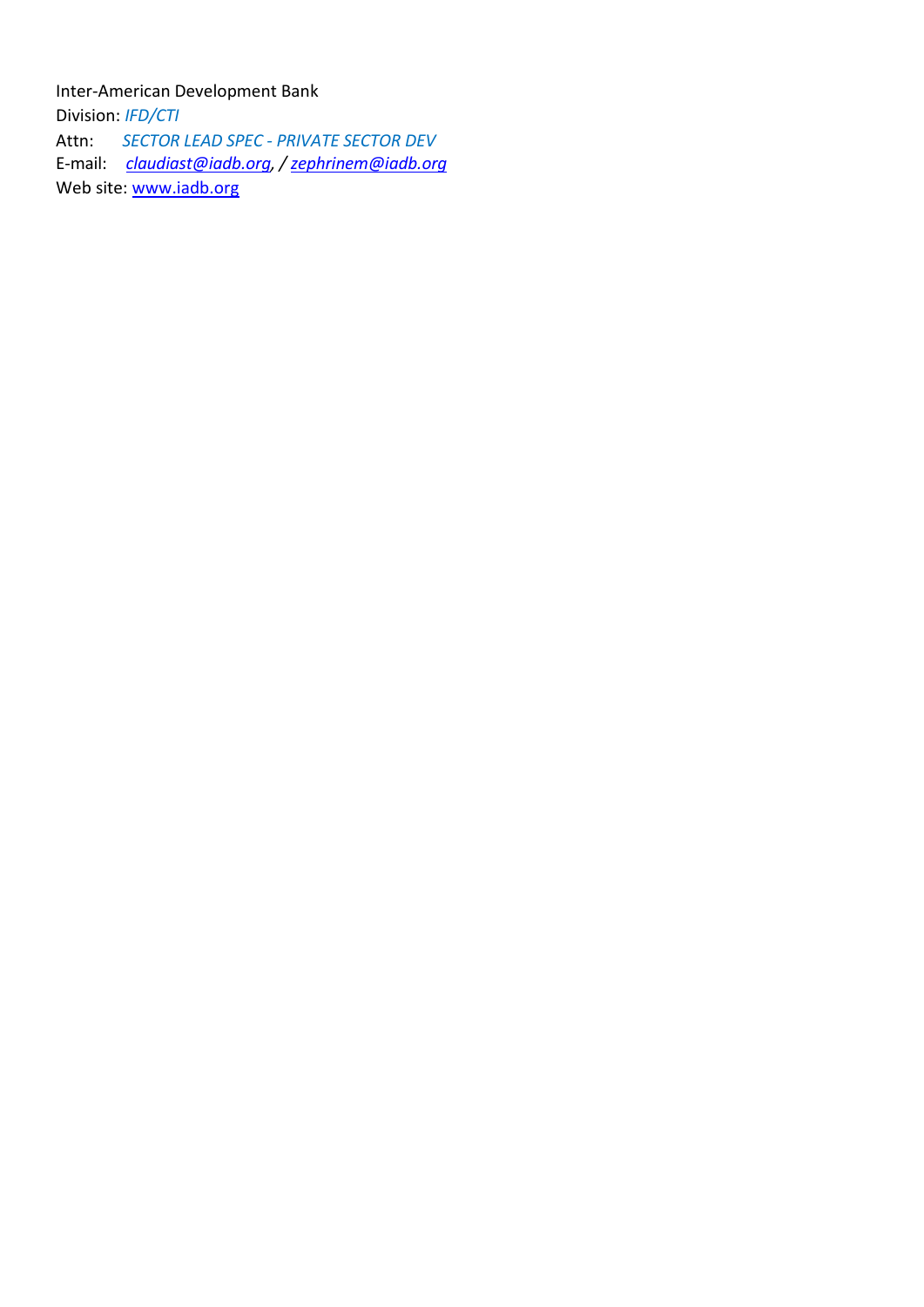Inter-American Development Bank
Division: *IFD/CTI*
Attn: *SECTOR LEAD SPEC - PRIVATE SECTOR DEV*
E-mail: *claudiast@iadb.org, / zephrinem@iadb.org*
Web site: www.iadb.org